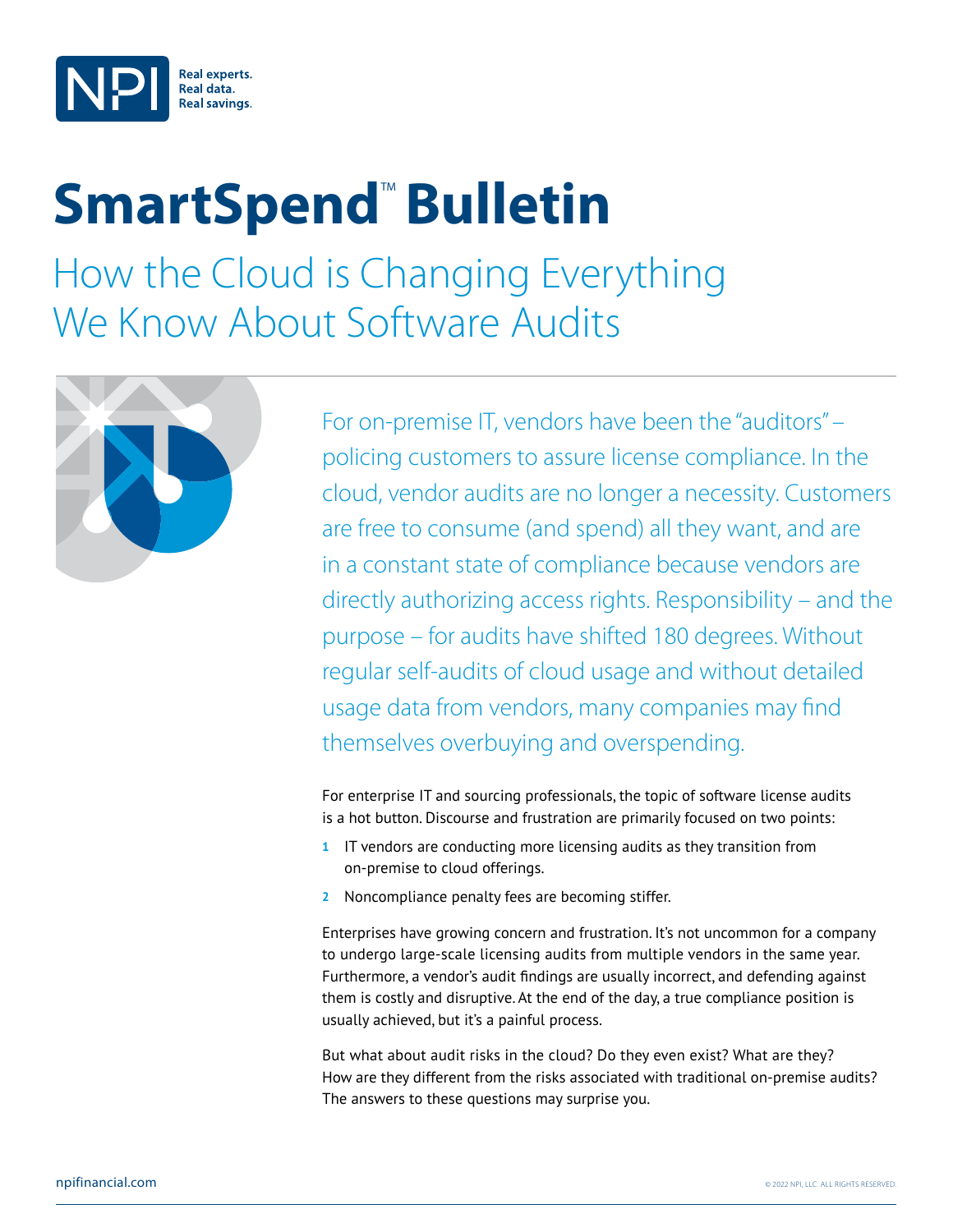# SmartSpend™ Bulletin

## How the Cloud is Changing Everything We Know About Software Audits

For on-premise IT, vendors have been the "auditors" – policing customers to assure license compliance. In the cloud, vendor audits are no longer a necessity. Customers are free to consume (and spend) all they want, and are in a constant state of compliance because vendors are directly authorizing access rights. Responsibility – and the purpose – for audits have shifted 180 degrees. Without regular self-audits of cloud usage and without detailed usage data from vendors, many companies may find themselves overbuying and overspending.

For enterprise IT and sourcing professionals, the topic of software license audits is a hot button. Discourse and frustration are primarily focused on two points:

1. IT vendors are conducting more licensing audits as they transition from on-premise to cloud offerings.
2. Noncompliance penalty fees are becoming stiffer.

Enterprises have growing concern and frustration. It's not uncommon for a company to undergo large-scale licensing audits from multiple vendors in the same year. Furthermore, a vendor's audit findings are usually incorrect, and defending against them is costly and disruptive. At the end of the day, a true compliance position is usually achieved, but it's a painful process.

But what about audit risks in the cloud? Do they even exist? What are they? How are they different from the risks associated with traditional on-premise audits? The answers to these questions may surprise you.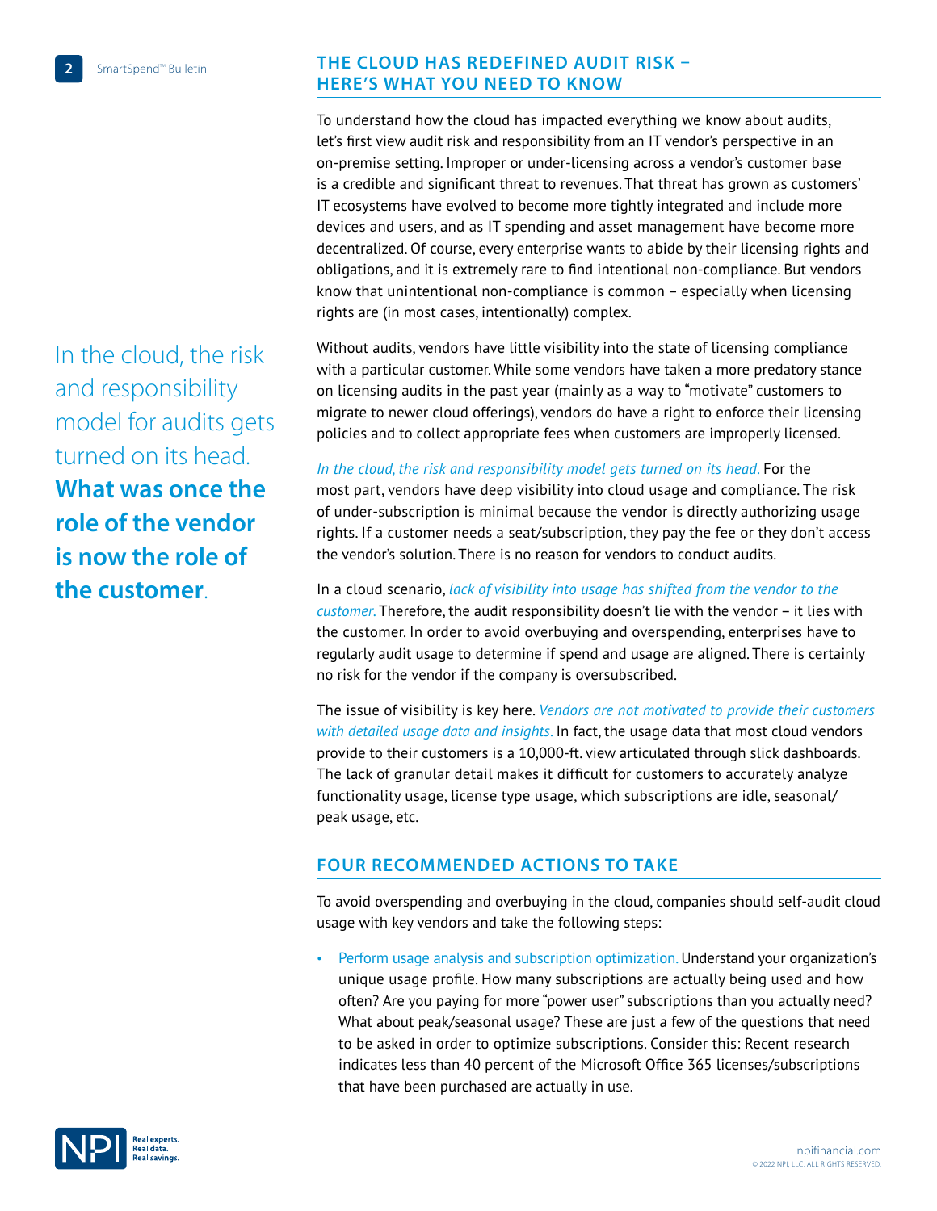## THE CLOUD HAS REDEFINED AUDIT RISK – HERE'S WHAT YOU NEED TO KNOW

To understand how the cloud has impacted everything we know about audits, let's first view audit risk and responsibility from an IT vendor's perspective in an on-premise setting. Improper or under-licensing across a vendor's customer base is a credible and significant threat to revenues. That threat has grown as customers' IT ecosystems have evolved to become more tightly integrated and include more devices and users, and as IT spending and asset management have become more decentralized. Of course, every enterprise wants to abide by their licensing rights and obligations, and it is extremely rare to find intentional non-compliance. But vendors know that unintentional non-compliance is common – especially when licensing rights are (in most cases, intentionally) complex.

> In the cloud, the risk and responsibility model for audits gets turned on its head. **What was once the role of the vendor is now the role of the customer**.

Without audits, vendors have little visibility into the state of licensing compliance with a particular customer. While some vendors have taken a more predatory stance on licensing audits in the past year (mainly as a way to "motivate" customers to migrate to newer cloud offerings), vendors do have a right to enforce their licensing policies and to collect appropriate fees when customers are improperly licensed.

*In the cloud, the risk and responsibility model gets turned on its head.* For the most part, vendors have deep visibility into cloud usage and compliance. The risk of under-subscription is minimal because the vendor is directly authorizing usage rights. If a customer needs a seat/subscription, they pay the fee or they don't access the vendor's solution. There is no reason for vendors to conduct audits.

In a cloud scenario, *lack of visibility into usage has shifted from the vendor to the customer.* Therefore, the audit responsibility doesn't lie with the vendor – it lies with the customer. In order to avoid overbuying and overspending, enterprises have to regularly audit usage to determine if spend and usage are aligned. There is certainly no risk for the vendor if the company is oversubscribed.

The issue of visibility is key here. *Vendors are not motivated to provide their customers with detailed usage data and insights.* In fact, the usage data that most cloud vendors provide to their customers is a 10,000-ft. view articulated through slick dashboards. The lack of granular detail makes it difficult for customers to accurately analyze functionality usage, license type usage, which subscriptions are idle, seasonal/peak usage, etc.

## FOUR RECOMMENDED ACTIONS TO TAKE

To avoid overspending and overbuying in the cloud, companies should self-audit cloud usage with key vendors and take the following steps:

- Perform usage analysis and subscription optimization. Understand your organization's unique usage profile. How many subscriptions are actually being used and how often? Are you paying for more "power user" subscriptions than you actually need? What about peak/seasonal usage? These are just a few of the questions that need to be asked in order to optimize subscriptions. Consider this: Recent research indicates less than 40 percent of the Microsoft Office 365 licenses/subscriptions that have been purchased are actually in use.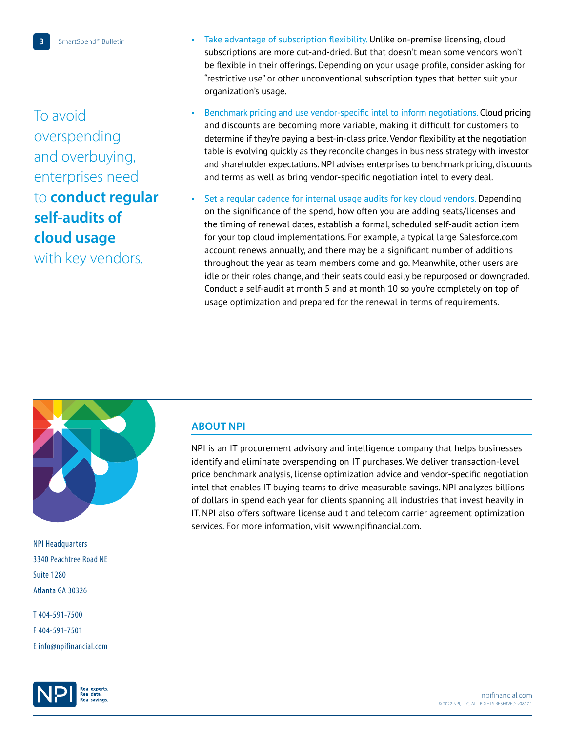To avoid overspending and overbuying, enterprises need to **conduct regular self-audits of cloud usage** with key vendors.

- Take advantage of subscription flexibility. Unlike on-premise licensing, cloud subscriptions are more cut-and-dried. But that doesn't mean some vendors won't be flexible in their offerings. Depending on your usage profile, consider asking for "restrictive use" or other unconventional subscription types that better suit your organization's usage.
- Benchmark pricing and use vendor-specific intel to inform negotiations. Cloud pricing and discounts are becoming more variable, making it difficult for customers to determine if they're paying a best-in-class price. Vendor flexibility at the negotiation table is evolving quickly as they reconcile changes in business strategy with investor and shareholder expectations. NPI advises enterprises to benchmark pricing, discounts and terms as well as bring vendor-specific negotiation intel to every deal.
- Set a regular cadence for internal usage audits for key cloud vendors. Depending on the significance of the spend, how often you are adding seats/licenses and the timing of renewal dates, establish a formal, scheduled self-audit action item for your top cloud implementations. For example, a typical large Salesforce.com account renews annually, and there may be a significant number of additions throughout the year as team members come and go. Meanwhile, other users are idle or their roles change, and their seats could easily be repurposed or downgraded. Conduct a self-audit at month 5 and at month 10 so you're completely on top of usage optimization and prepared for the renewal in terms of requirements.

## ABOUT NPI

NPI is an IT procurement advisory and intelligence company that helps businesses identify and eliminate overspending on IT purchases. We deliver transaction-level price benchmark analysis, license optimization advice and vendor-specific negotiation intel that enables IT buying teams to drive measurable savings. NPI analyzes billions of dollars in spend each year for clients spanning all industries that invest heavily in IT. NPI also offers software license audit and telecom carrier agreement optimization services. For more information, visit www.npifinancial.com.

NPI Headquarters
3340 Peachtree Road NE
Suite 1280
Atlanta GA 30326

T 404-591-7500
F 404-591-7501
E info@npifinancial.com

Real experts.
Real data.
Real savings.

npifinancial.com
© 2022 NPI, LLC. ALL RIGHTS RESERVED. v0817.1